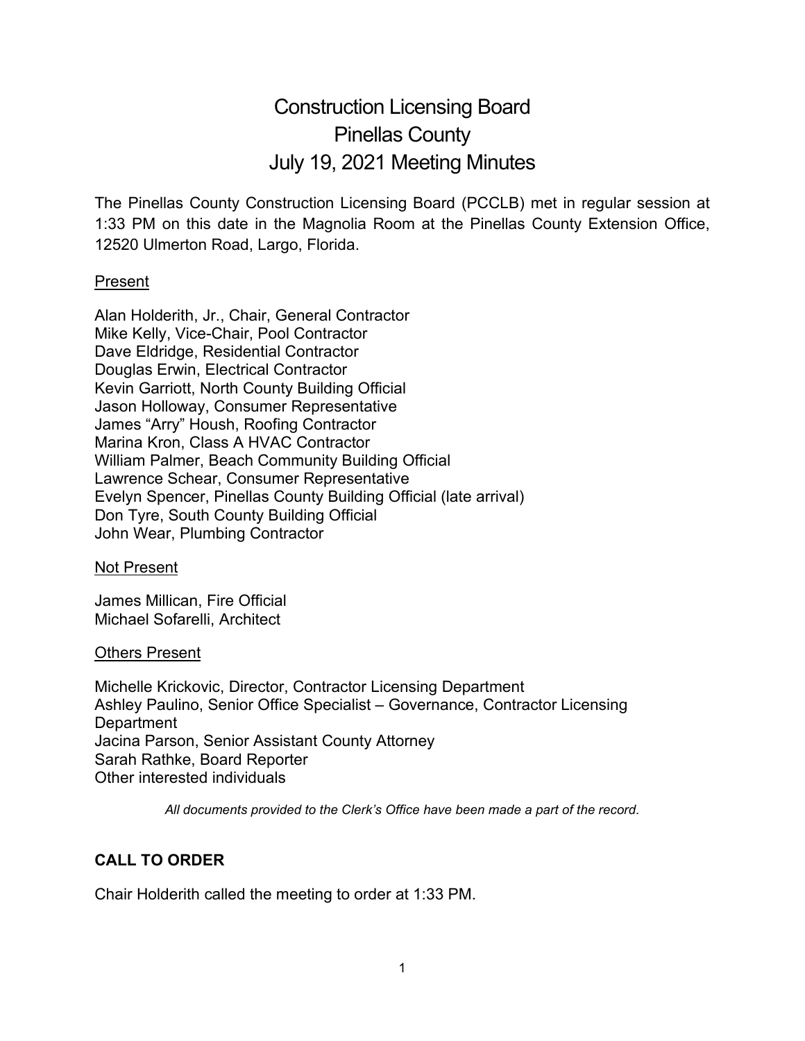# Construction Licensing Board
# Pinellas County
# July 19, 2021 Meeting Minutes

The Pinellas County Construction Licensing Board (PCCLB) met in regular session at 1:33 PM on this date in the Magnolia Room at the Pinellas County Extension Office, 12520 Ulmerton Road, Largo, Florida.

<u>Present</u>

Alan Holderith, Jr., Chair, General Contractor
Mike Kelly, Vice-Chair, Pool Contractor
Dave Eldridge, Residential Contractor
Douglas Erwin, Electrical Contractor
Kevin Garriott, North County Building Official
Jason Holloway, Consumer Representative
James "Arry" Housh, Roofing Contractor
Marina Kron, Class A HVAC Contractor
William Palmer, Beach Community Building Official
Lawrence Schear, Consumer Representative
Evelyn Spencer, Pinellas County Building Official (late arrival)
Don Tyre, South County Building Official
John Wear, Plumbing Contractor

<u>Not Present</u>

James Millican, Fire Official
Michael Sofarelli, Architect

<u>Others Present</u>

Michelle Krickovic, Director, Contractor Licensing Department
Ashley Paulino, Senior Office Specialist – Governance, Contractor Licensing Department
Jacina Parson, Senior Assistant County Attorney
Sarah Rathke, Board Reporter
Other interested individuals

*All documents provided to the Clerk's Office have been made a part of the record.*

**CALL TO ORDER**

Chair Holderith called the meeting to order at 1:33 PM.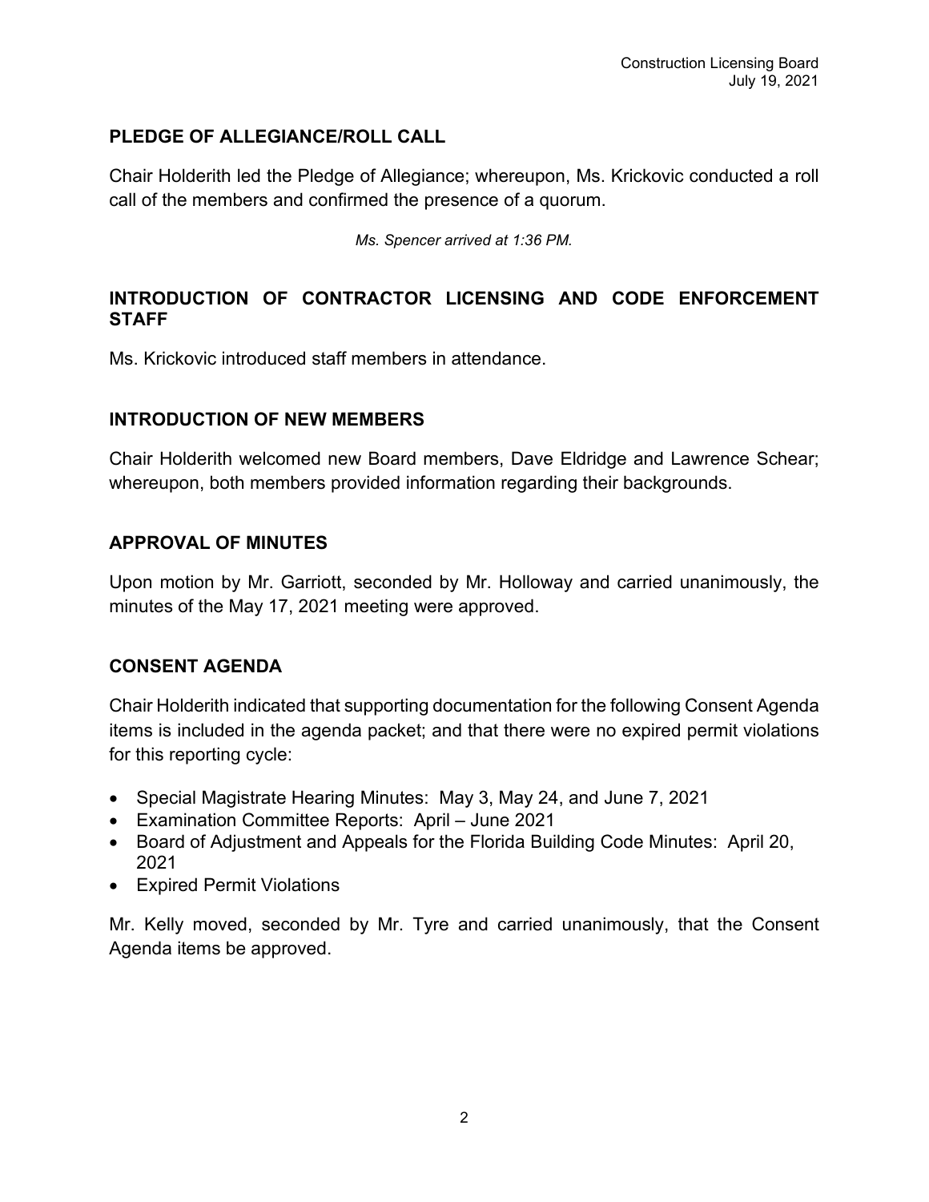## PLEDGE OF ALLEGIANCE/ROLL CALL

Chair Holderith led the Pledge of Allegiance; whereupon, Ms. Krickovic conducted a roll call of the members and confirmed the presence of a quorum.

*Ms. Spencer arrived at 1:36 PM.*

## INTRODUCTION OF CONTRACTOR LICENSING AND CODE ENFORCEMENT STAFF

Ms. Krickovic introduced staff members in attendance.

## INTRODUCTION OF NEW MEMBERS

Chair Holderith welcomed new Board members, Dave Eldridge and Lawrence Schear; whereupon, both members provided information regarding their backgrounds.

## APPROVAL OF MINUTES

Upon motion by Mr. Garriott, seconded by Mr. Holloway and carried unanimously, the minutes of the May 17, 2021 meeting were approved.

## CONSENT AGENDA

Chair Holderith indicated that supporting documentation for the following Consent Agenda items is included in the agenda packet; and that there were no expired permit violations for this reporting cycle:

- Special Magistrate Hearing Minutes: May 3, May 24, and June 7, 2021
- Examination Committee Reports: April – June 2021
- Board of Adjustment and Appeals for the Florida Building Code Minutes: April 20, 2021
- Expired Permit Violations

Mr. Kelly moved, seconded by Mr. Tyre and carried unanimously, that the Consent Agenda items be approved.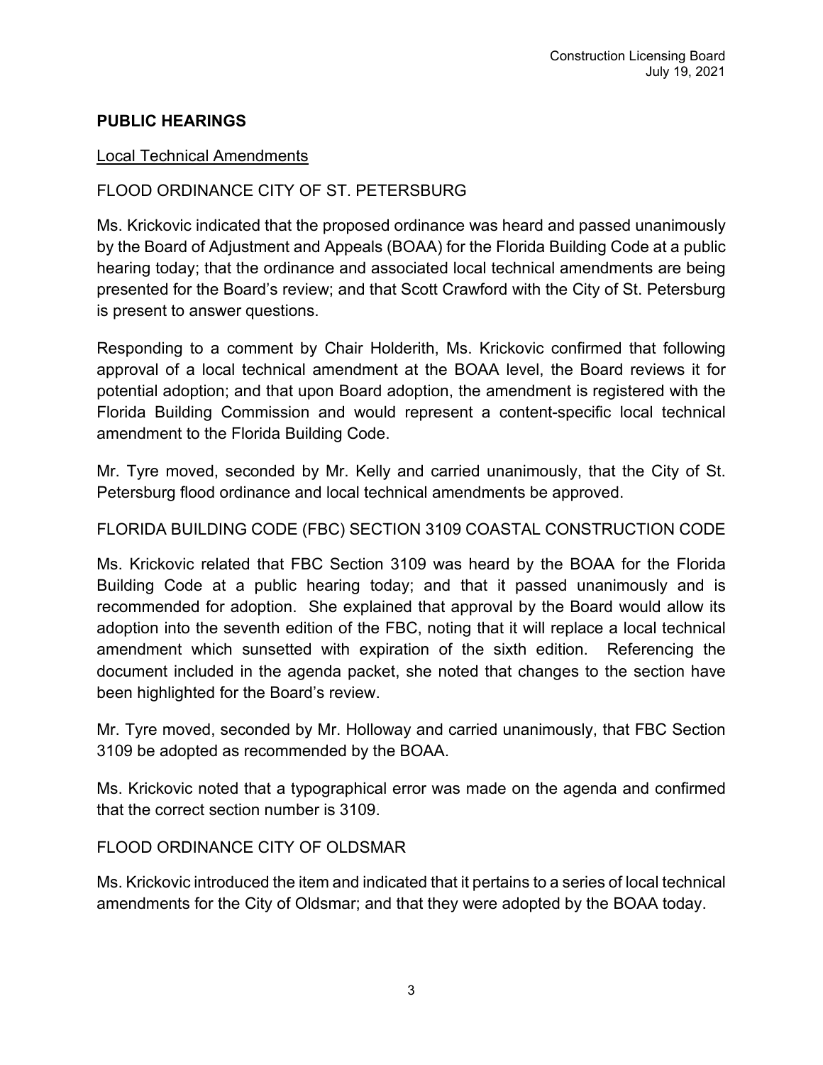## PUBLIC HEARINGS

Local Technical Amendments

FLOOD ORDINANCE CITY OF ST. PETERSBURG

Ms. Krickovic indicated that the proposed ordinance was heard and passed unanimously by the Board of Adjustment and Appeals (BOAA) for the Florida Building Code at a public hearing today; that the ordinance and associated local technical amendments are being presented for the Board's review; and that Scott Crawford with the City of St. Petersburg is present to answer questions.

Responding to a comment by Chair Holderith, Ms. Krickovic confirmed that following approval of a local technical amendment at the BOAA level, the Board reviews it for potential adoption; and that upon Board adoption, the amendment is registered with the Florida Building Commission and would represent a content-specific local technical amendment to the Florida Building Code.

Mr. Tyre moved, seconded by Mr. Kelly and carried unanimously, that the City of St. Petersburg flood ordinance and local technical amendments be approved.

FLORIDA BUILDING CODE (FBC) SECTION 3109 COASTAL CONSTRUCTION CODE

Ms. Krickovic related that FBC Section 3109 was heard by the BOAA for the Florida Building Code at a public hearing today; and that it passed unanimously and is recommended for adoption. She explained that approval by the Board would allow its adoption into the seventh edition of the FBC, noting that it will replace a local technical amendment which sunsetted with expiration of the sixth edition. Referencing the document included in the agenda packet, she noted that changes to the section have been highlighted for the Board's review.

Mr. Tyre moved, seconded by Mr. Holloway and carried unanimously, that FBC Section 3109 be adopted as recommended by the BOAA.

Ms. Krickovic noted that a typographical error was made on the agenda and confirmed that the correct section number is 3109.

FLOOD ORDINANCE CITY OF OLDSMAR

Ms. Krickovic introduced the item and indicated that it pertains to a series of local technical amendments for the City of Oldsmar; and that they were adopted by the BOAA today.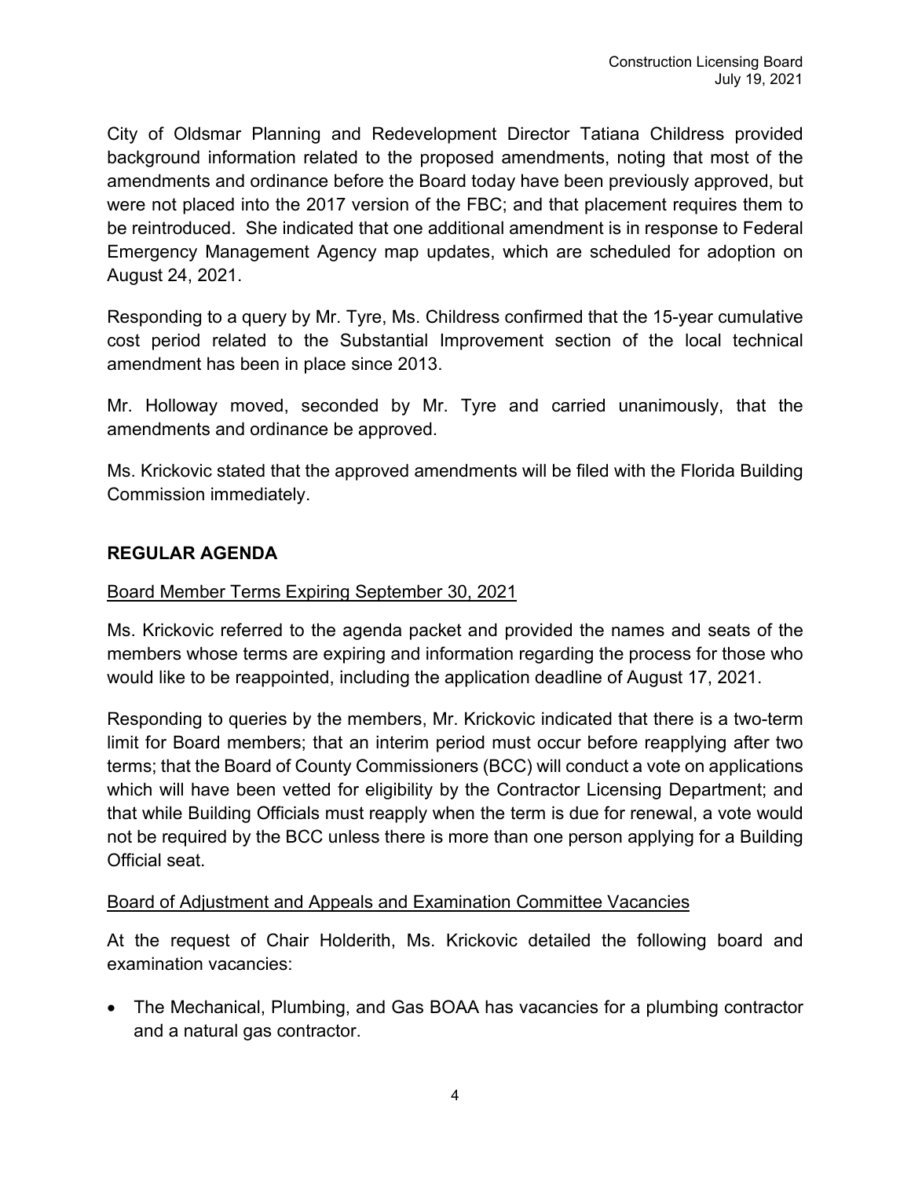City of Oldsmar Planning and Redevelopment Director Tatiana Childress provided background information related to the proposed amendments, noting that most of the amendments and ordinance before the Board today have been previously approved, but were not placed into the 2017 version of the FBC; and that placement requires them to be reintroduced. She indicated that one additional amendment is in response to Federal Emergency Management Agency map updates, which are scheduled for adoption on August 24, 2021.

Responding to a query by Mr. Tyre, Ms. Childress confirmed that the 15-year cumulative cost period related to the Substantial Improvement section of the local technical amendment has been in place since 2013.

Mr. Holloway moved, seconded by Mr. Tyre and carried unanimously, that the amendments and ordinance be approved.

Ms. Krickovic stated that the approved amendments will be filed with the Florida Building Commission immediately.

## REGULAR AGENDA

Board Member Terms Expiring September 30, 2021

Ms. Krickovic referred to the agenda packet and provided the names and seats of the members whose terms are expiring and information regarding the process for those who would like to be reappointed, including the application deadline of August 17, 2021.

Responding to queries by the members, Mr. Krickovic indicated that there is a two-term limit for Board members; that an interim period must occur before reapplying after two terms; that the Board of County Commissioners (BCC) will conduct a vote on applications which will have been vetted for eligibility by the Contractor Licensing Department; and that while Building Officials must reapply when the term is due for renewal, a vote would not be required by the BCC unless there is more than one person applying for a Building Official seat.

Board of Adjustment and Appeals and Examination Committee Vacancies

At the request of Chair Holderith, Ms. Krickovic detailed the following board and examination vacancies:

- The Mechanical, Plumbing, and Gas BOAA has vacancies for a plumbing contractor and a natural gas contractor.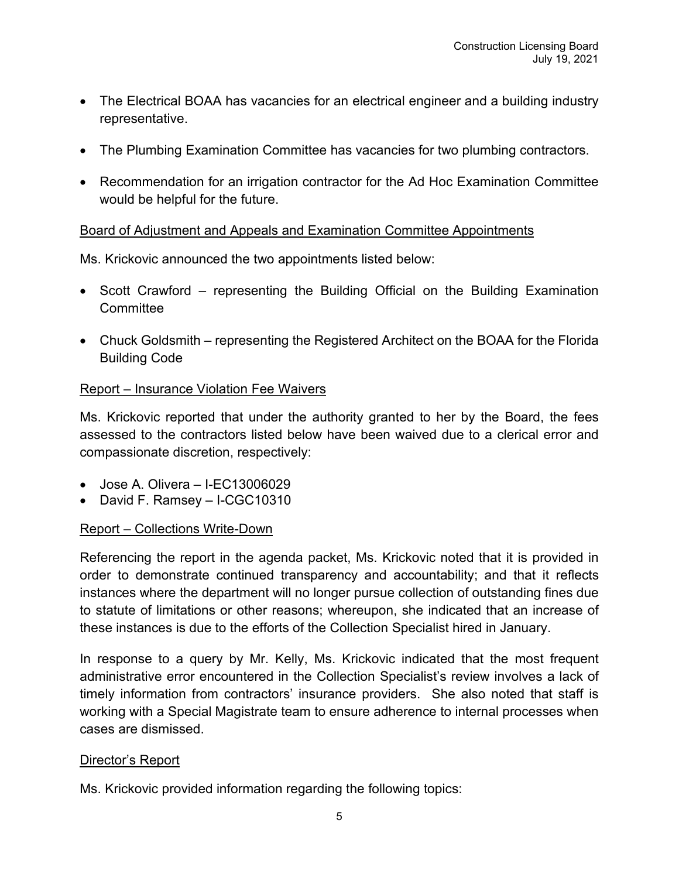- The Electrical BOAA has vacancies for an electrical engineer and a building industry representative.
- The Plumbing Examination Committee has vacancies for two plumbing contractors.
- Recommendation for an irrigation contractor for the Ad Hoc Examination Committee would be helpful for the future.

<u>Board of Adjustment and Appeals and Examination Committee Appointments</u>

Ms. Krickovic announced the two appointments listed below:

- Scott Crawford – representing the Building Official on the Building Examination Committee
- Chuck Goldsmith – representing the Registered Architect on the BOAA for the Florida Building Code

<u>Report – Insurance Violation Fee Waivers</u>

Ms. Krickovic reported that under the authority granted to her by the Board, the fees assessed to the contractors listed below have been waived due to a clerical error and compassionate discretion, respectively:

- Jose A. Olivera – I-EC13006029
- David F. Ramsey – I-CGC10310

<u>Report – Collections Write-Down</u>

Referencing the report in the agenda packet, Ms. Krickovic noted that it is provided in order to demonstrate continued transparency and accountability; and that it reflects instances where the department will no longer pursue collection of outstanding fines due to statute of limitations or other reasons; whereupon, she indicated that an increase of these instances is due to the efforts of the Collection Specialist hired in January.

In response to a query by Mr. Kelly, Ms. Krickovic indicated that the most frequent administrative error encountered in the Collection Specialist's review involves a lack of timely information from contractors' insurance providers. She also noted that staff is working with a Special Magistrate team to ensure adherence to internal processes when cases are dismissed.

<u>Director's Report</u>

Ms. Krickovic provided information regarding the following topics: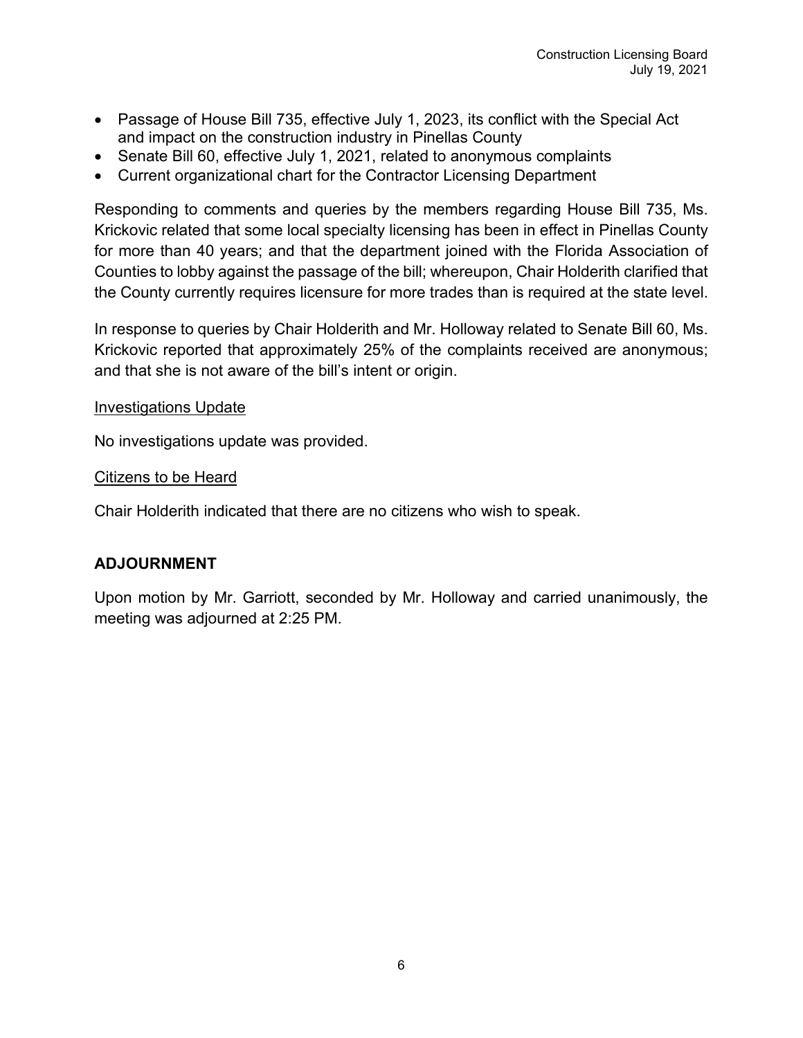- Passage of House Bill 735, effective July 1, 2023, its conflict with the Special Act and impact on the construction industry in Pinellas County
- Senate Bill 60, effective July 1, 2021, related to anonymous complaints
- Current organizational chart for the Contractor Licensing Department

Responding to comments and queries by the members regarding House Bill 735, Ms. Krickovic related that some local specialty licensing has been in effect in Pinellas County for more than 40 years; and that the department joined with the Florida Association of Counties to lobby against the passage of the bill; whereupon, Chair Holderith clarified that the County currently requires licensure for more trades than is required at the state level.

In response to queries by Chair Holderith and Mr. Holloway related to Senate Bill 60, Ms. Krickovic reported that approximately 25% of the complaints received are anonymous; and that she is not aware of the bill's intent or origin.

Investigations Update

No investigations update was provided.

Citizens to be Heard

Chair Holderith indicated that there are no citizens who wish to speak.

## ADJOURNMENT

Upon motion by Mr. Garriott, seconded by Mr. Holloway and carried unanimously, the meeting was adjourned at 2:25 PM.